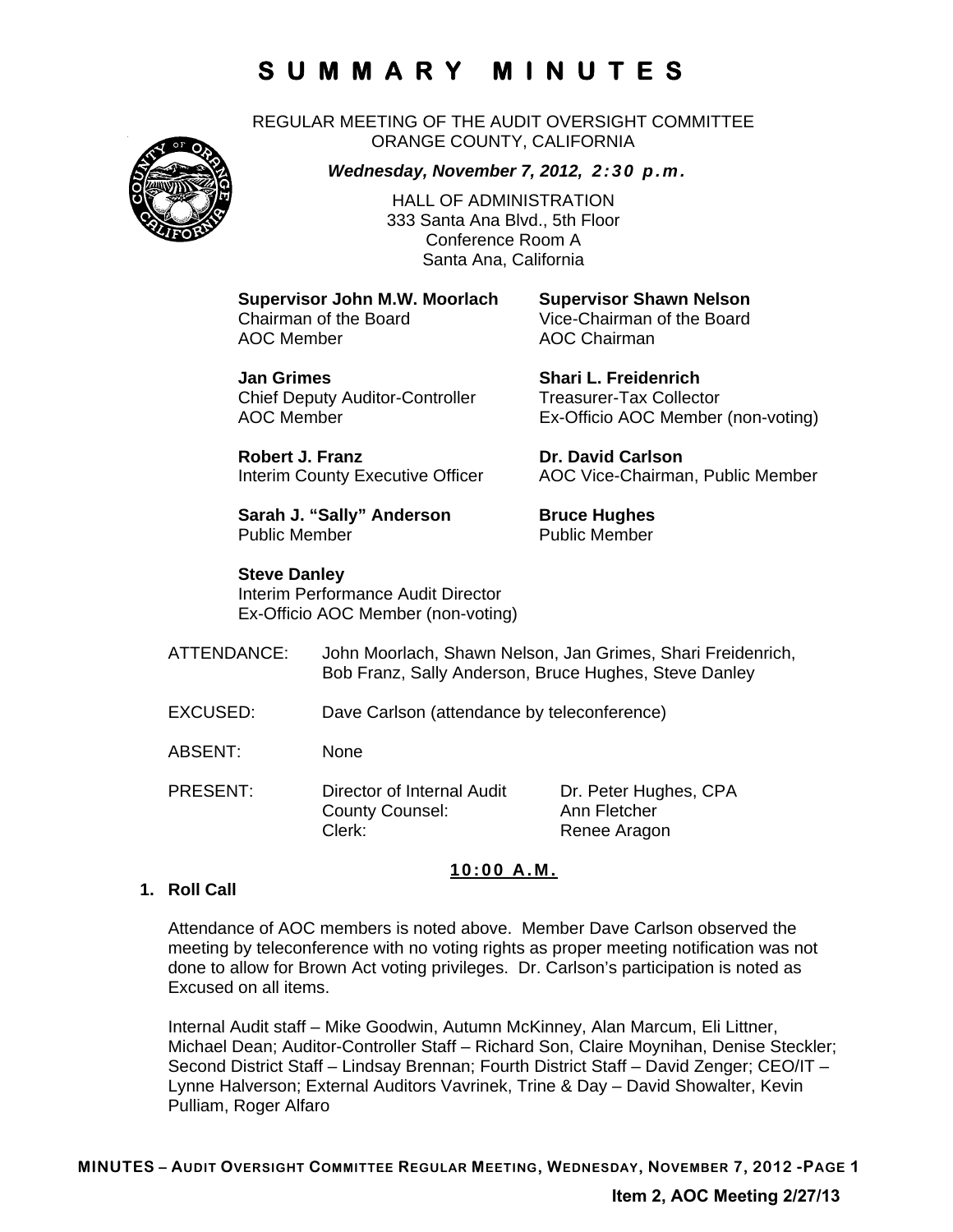# SUMMARY MINUTES

REGULAR MEETING OF THE AUDIT OVERSIGHT COMMITTEE
ORANGE COUNTY, CALIFORNIA

***Wednesday, November 7, 2012, 2:30 p.m.***

HALL OF ADMINISTRATION
333 Santa Ana Blvd., 5th Floor
Conference Room A
Santa Ana, California

**Supervisor John M.W. Moorlach**
Chairman of the Board
AOC Member

**Supervisor Shawn Nelson**
Vice-Chairman of the Board
AOC Chairman

**Jan Grimes**
Chief Deputy Auditor-Controller
AOC Member

**Shari L. Freidenrich**
Treasurer-Tax Collector
Ex-Officio AOC Member (non-voting)

**Robert J. Franz**
Interim County Executive Officer

**Dr. David Carlson**
AOC Vice-Chairman, Public Member

**Sarah J. "Sally" Anderson**
Public Member

**Bruce Hughes**
Public Member

**Steve Danley**
Interim Performance Audit Director
Ex-Officio AOC Member (non-voting)

| | | |
|---|---|---|
| ATTENDANCE: | John Moorlach, Shawn Nelson, Jan Grimes, Shari Freidenrich, Bob Franz, Sally Anderson, Bruce Hughes, Steve Danley | |
| EXCUSED: | Dave Carlson (attendance by teleconference) | |
| ABSENT: | None | |
| PRESENT: | Director of Internal Audit | Dr. Peter Hughes, CPA |
| | County Counsel: | Ann Fletcher |
| | Clerk: | Renee Aragon |

**10:00 A.M.**

**1. Roll Call**

Attendance of AOC members is noted above. Member Dave Carlson observed the meeting by teleconference with no voting rights as proper meeting notification was not done to allow for Brown Act voting privileges. Dr. Carlson's participation is noted as Excused on all items.

Internal Audit staff – Mike Goodwin, Autumn McKinney, Alan Marcum, Eli Littner, Michael Dean; Auditor-Controller Staff – Richard Son, Claire Moynihan, Denise Steckler; Second District Staff – Lindsay Brennan; Fourth District Staff – David Zenger; CEO/IT – Lynne Halverson; External Auditors Vavrinek, Trine & Day – David Showalter, Kevin Pulliam, Roger Alfaro

**Item 2, AOC Meeting 2/27/13**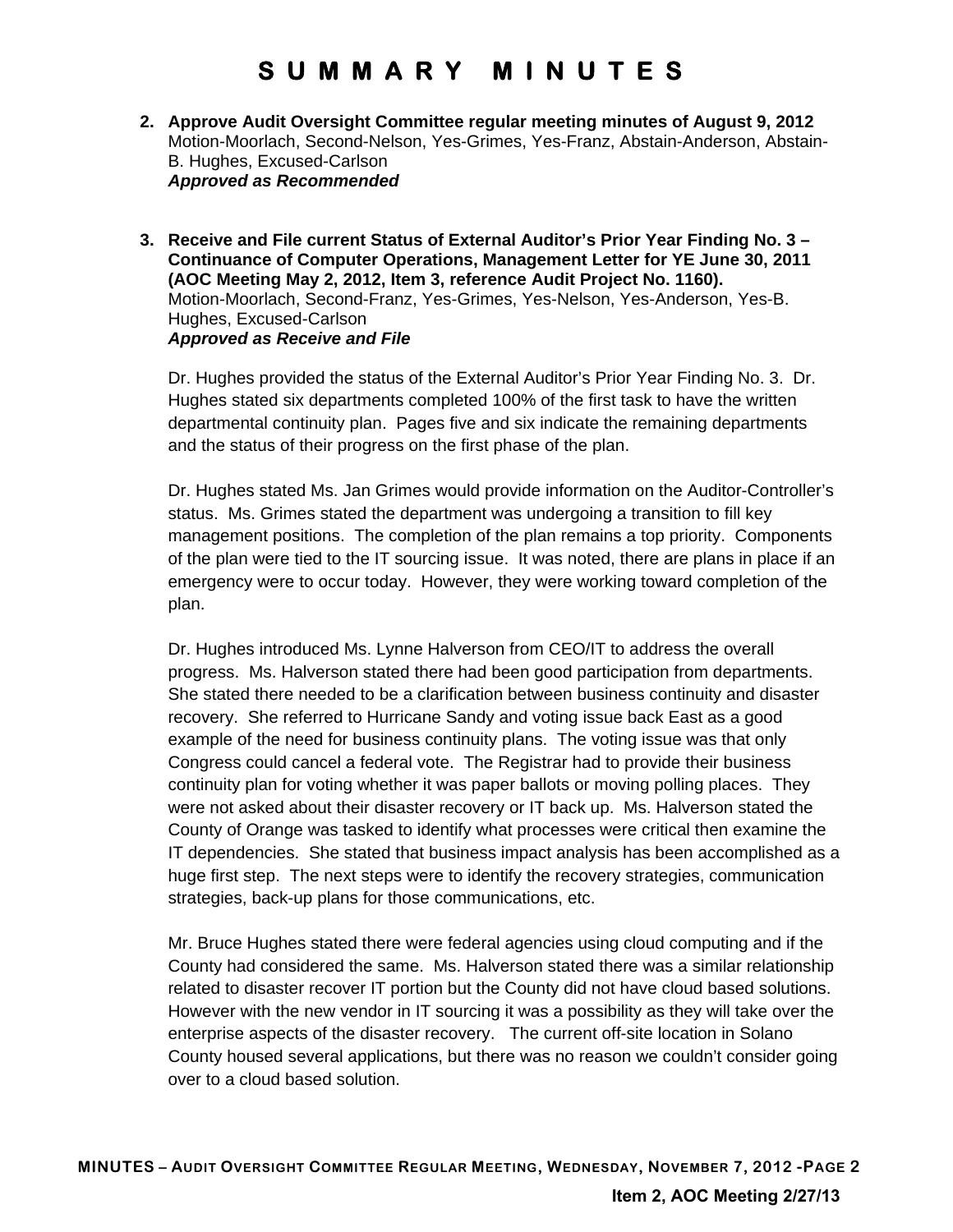# SUMMARY MINUTES

2. **Approve Audit Oversight Committee regular meeting minutes of August 9, 2012**
   Motion-Moorlach, Second-Nelson, Yes-Grimes, Yes-Franz, Abstain-Anderson, Abstain-B. Hughes, Excused-Carlson
   ***Approved as Recommended***

3. **Receive and File current Status of External Auditor's Prior Year Finding No. 3 – Continuance of Computer Operations, Management Letter for YE June 30, 2011 (AOC Meeting May 2, 2012, Item 3, reference Audit Project No. 1160).**
   Motion-Moorlach, Second-Franz, Yes-Grimes, Yes-Nelson, Yes-Anderson, Yes-B. Hughes, Excused-Carlson
   ***Approved as Receive and File***

   Dr. Hughes provided the status of the External Auditor's Prior Year Finding No. 3. Dr. Hughes stated six departments completed 100% of the first task to have the written departmental continuity plan. Pages five and six indicate the remaining departments and the status of their progress on the first phase of the plan.

   Dr. Hughes stated Ms. Jan Grimes would provide information on the Auditor-Controller's status. Ms. Grimes stated the department was undergoing a transition to fill key management positions. The completion of the plan remains a top priority. Components of the plan were tied to the IT sourcing issue. It was noted, there are plans in place if an emergency were to occur today. However, they were working toward completion of the plan.

   Dr. Hughes introduced Ms. Lynne Halverson from CEO/IT to address the overall progress. Ms. Halverson stated there had been good participation from departments. She stated there needed to be a clarification between business continuity and disaster recovery. She referred to Hurricane Sandy and voting issue back East as a good example of the need for business continuity plans. The voting issue was that only Congress could cancel a federal vote. The Registrar had to provide their business continuity plan for voting whether it was paper ballots or moving polling places. They were not asked about their disaster recovery or IT back up. Ms. Halverson stated the County of Orange was tasked to identify what processes were critical then examine the IT dependencies. She stated that business impact analysis has been accomplished as a huge first step. The next steps were to identify the recovery strategies, communication strategies, back-up plans for those communications, etc.

   Mr. Bruce Hughes stated there were federal agencies using cloud computing and if the County had considered the same. Ms. Halverson stated there was a similar relationship related to disaster recover IT portion but the County did not have cloud based solutions. However with the new vendor in IT sourcing it was a possibility as they will take over the enterprise aspects of the disaster recovery. The current off-site location in Solano County housed several applications, but there was no reason we couldn't consider going over to a cloud based solution.

**Item 2, AOC Meeting 2/27/13**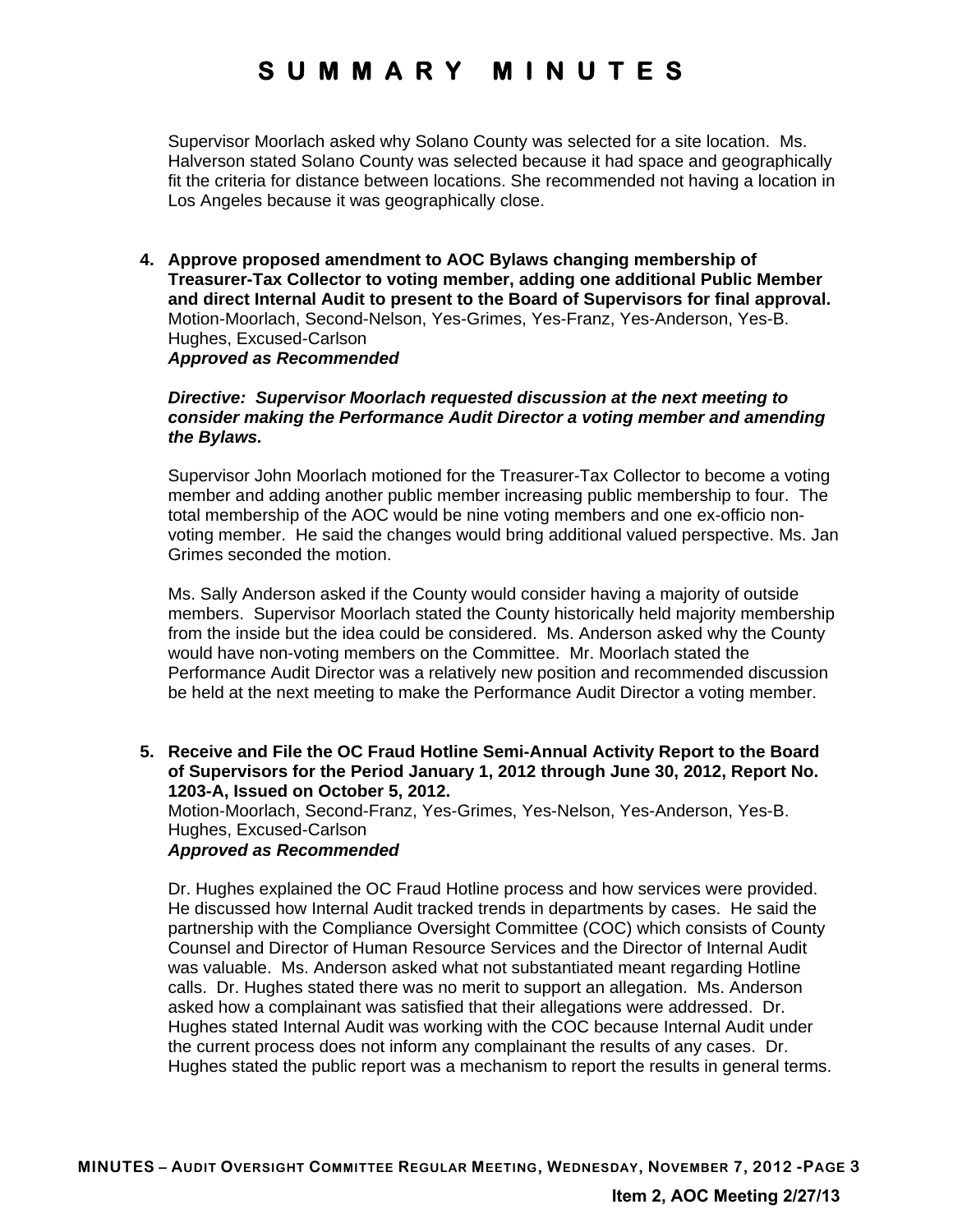Supervisor Moorlach asked why Solano County was selected for a site location. Ms. Halverson stated Solano County was selected because it had space and geographically fit the criteria for distance between locations. She recommended not having a location in Los Angeles because it was geographically close.

**4. Approve proposed amendment to AOC Bylaws changing membership of Treasurer-Tax Collector to voting member, adding one additional Public Member and direct Internal Audit to present to the Board of Supervisors for final approval.**
Motion-Moorlach, Second-Nelson, Yes-Grimes, Yes-Franz, Yes-Anderson, Yes-B. Hughes, Excused-Carlson
***Approved as Recommended***

***Directive: Supervisor Moorlach requested discussion at the next meeting to consider making the Performance Audit Director a voting member and amending the Bylaws.***

Supervisor John Moorlach motioned for the Treasurer-Tax Collector to become a voting member and adding another public member increasing public membership to four. The total membership of the AOC would be nine voting members and one ex-officio non-voting member. He said the changes would bring additional valued perspective. Ms. Jan Grimes seconded the motion.

Ms. Sally Anderson asked if the County would consider having a majority of outside members. Supervisor Moorlach stated the County historically held majority membership from the inside but the idea could be considered. Ms. Anderson asked why the County would have non-voting members on the Committee. Mr. Moorlach stated the Performance Audit Director was a relatively new position and recommended discussion be held at the next meeting to make the Performance Audit Director a voting member.

**5. Receive and File the OC Fraud Hotline Semi-Annual Activity Report to the Board of Supervisors for the Period January 1, 2012 through June 30, 2012, Report No. 1203-A, Issued on October 5, 2012.**
Motion-Moorlach, Second-Franz, Yes-Grimes, Yes-Nelson, Yes-Anderson, Yes-B. Hughes, Excused-Carlson
***Approved as Recommended***

Dr. Hughes explained the OC Fraud Hotline process and how services were provided. He discussed how Internal Audit tracked trends in departments by cases. He said the partnership with the Compliance Oversight Committee (COC) which consists of County Counsel and Director of Human Resource Services and the Director of Internal Audit was valuable. Ms. Anderson asked what not substantiated meant regarding Hotline calls. Dr. Hughes stated there was no merit to support an allegation. Ms. Anderson asked how a complainant was satisfied that their allegations were addressed. Dr. Hughes stated Internal Audit was working with the COC because Internal Audit under the current process does not inform any complainant the results of any cases. Dr. Hughes stated the public report was a mechanism to report the results in general terms.

**Item 2, AOC Meeting 2/27/13**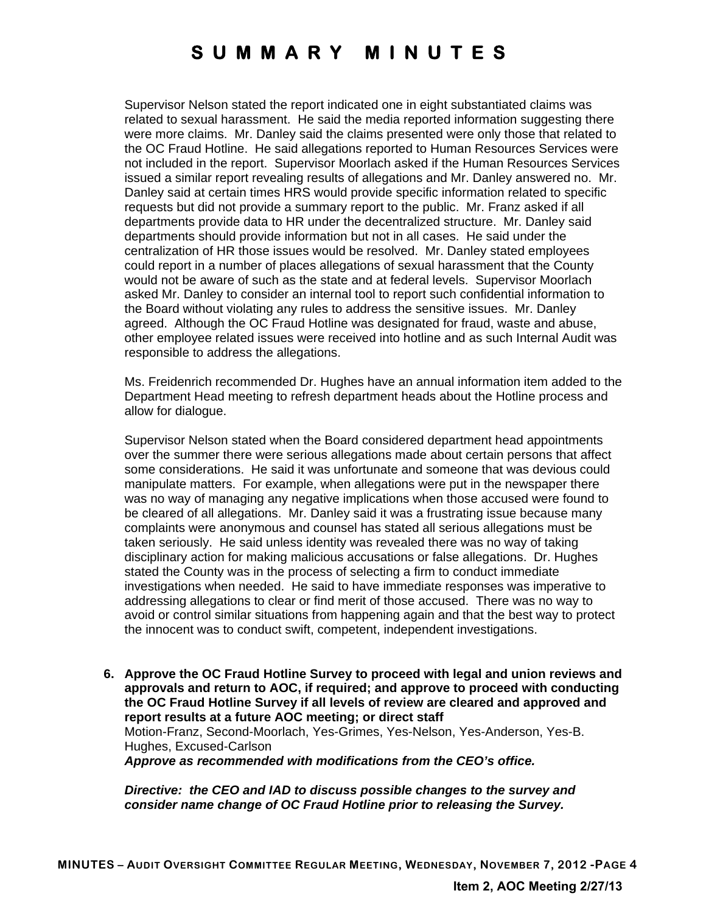# SUMMARY MINUTES

Supervisor Nelson stated the report indicated one in eight substantiated claims was related to sexual harassment. He said the media reported information suggesting there were more claims. Mr. Danley said the claims presented were only those that related to the OC Fraud Hotline. He said allegations reported to Human Resources Services were not included in the report. Supervisor Moorlach asked if the Human Resources Services issued a similar report revealing results of allegations and Mr. Danley answered no. Mr. Danley said at certain times HRS would provide specific information related to specific requests but did not provide a summary report to the public. Mr. Franz asked if all departments provide data to HR under the decentralized structure. Mr. Danley said departments should provide information but not in all cases. He said under the centralization of HR those issues would be resolved. Mr. Danley stated employees could report in a number of places allegations of sexual harassment that the County would not be aware of such as the state and at federal levels. Supervisor Moorlach asked Mr. Danley to consider an internal tool to report such confidential information to the Board without violating any rules to address the sensitive issues. Mr. Danley agreed. Although the OC Fraud Hotline was designated for fraud, waste and abuse, other employee related issues were received into hotline and as such Internal Audit was responsible to address the allegations.

Ms. Freidenrich recommended Dr. Hughes have an annual information item added to the Department Head meeting to refresh department heads about the Hotline process and allow for dialogue.

Supervisor Nelson stated when the Board considered department head appointments over the summer there were serious allegations made about certain persons that affect some considerations. He said it was unfortunate and someone that was devious could manipulate matters. For example, when allegations were put in the newspaper there was no way of managing any negative implications when those accused were found to be cleared of all allegations. Mr. Danley said it was a frustrating issue because many complaints were anonymous and counsel has stated all serious allegations must be taken seriously. He said unless identity was revealed there was no way of taking disciplinary action for making malicious accusations or false allegations. Dr. Hughes stated the County was in the process of selecting a firm to conduct immediate investigations when needed. He said to have immediate responses was imperative to addressing allegations to clear or find merit of those accused. There was no way to avoid or control similar situations from happening again and that the best way to protect the innocent was to conduct swift, competent, independent investigations.

**6. Approve the OC Fraud Hotline Survey to proceed with legal and union reviews and approvals and return to AOC, if required; and approve to proceed with conducting the OC Fraud Hotline Survey if all levels of review are cleared and approved and report results at a future AOC meeting; or direct staff**

Motion-Franz, Second-Moorlach, Yes-Grimes, Yes-Nelson, Yes-Anderson, Yes-B. Hughes, Excused-Carlson

***Approve as recommended with modifications from the CEO's office.***

***Directive: the CEO and IAD to discuss possible changes to the survey and consider name change of OC Fraud Hotline prior to releasing the Survey.***

Item 2, AOC Meeting 2/27/13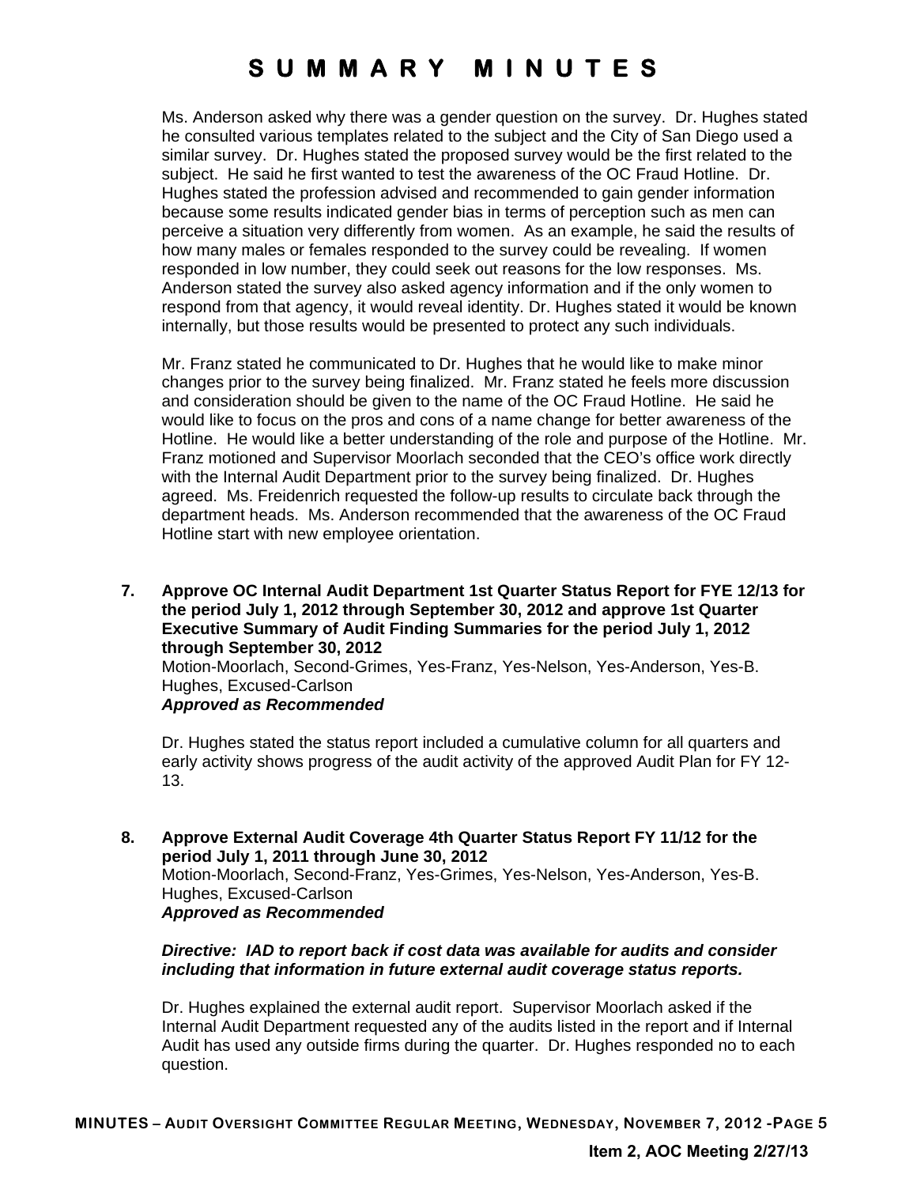Ms. Anderson asked why there was a gender question on the survey. Dr. Hughes stated he consulted various templates related to the subject and the City of San Diego used a similar survey. Dr. Hughes stated the proposed survey would be the first related to the subject. He said he first wanted to test the awareness of the OC Fraud Hotline. Dr. Hughes stated the profession advised and recommended to gain gender information because some results indicated gender bias in terms of perception such as men can perceive a situation very differently from women. As an example, he said the results of how many males or females responded to the survey could be revealing. If women responded in low number, they could seek out reasons for the low responses. Ms. Anderson stated the survey also asked agency information and if the only women to respond from that agency, it would reveal identity. Dr. Hughes stated it would be known internally, but those results would be presented to protect any such individuals.

Mr. Franz stated he communicated to Dr. Hughes that he would like to make minor changes prior to the survey being finalized. Mr. Franz stated he feels more discussion and consideration should be given to the name of the OC Fraud Hotline. He said he would like to focus on the pros and cons of a name change for better awareness of the Hotline. He would like a better understanding of the role and purpose of the Hotline. Mr. Franz motioned and Supervisor Moorlach seconded that the CEO's office work directly with the Internal Audit Department prior to the survey being finalized. Dr. Hughes agreed. Ms. Freidenrich requested the follow-up results to circulate back through the department heads. Ms. Anderson recommended that the awareness of the OC Fraud Hotline start with new employee orientation.

**7. Approve OC Internal Audit Department 1st Quarter Status Report for FYE 12/13 for the period July 1, 2012 through September 30, 2012 and approve 1st Quarter Executive Summary of Audit Finding Summaries for the period July 1, 2012 through September 30, 2012**

Motion-Moorlach, Second-Grimes, Yes-Franz, Yes-Nelson, Yes-Anderson, Yes-B. Hughes, Excused-Carlson

***Approved as Recommended***

Dr. Hughes stated the status report included a cumulative column for all quarters and early activity shows progress of the audit activity of the approved Audit Plan for FY 12-13.

**8. Approve External Audit Coverage 4th Quarter Status Report FY 11/12 for the period July 1, 2011 through June 30, 2012**

Motion-Moorlach, Second-Franz, Yes-Grimes, Yes-Nelson, Yes-Anderson, Yes-B. Hughes, Excused-Carlson

***Approved as Recommended***

***Directive: IAD to report back if cost data was available for audits and consider including that information in future external audit coverage status reports.***

Dr. Hughes explained the external audit report. Supervisor Moorlach asked if the Internal Audit Department requested any of the audits listed in the report and if Internal Audit has used any outside firms during the quarter. Dr. Hughes responded no to each question.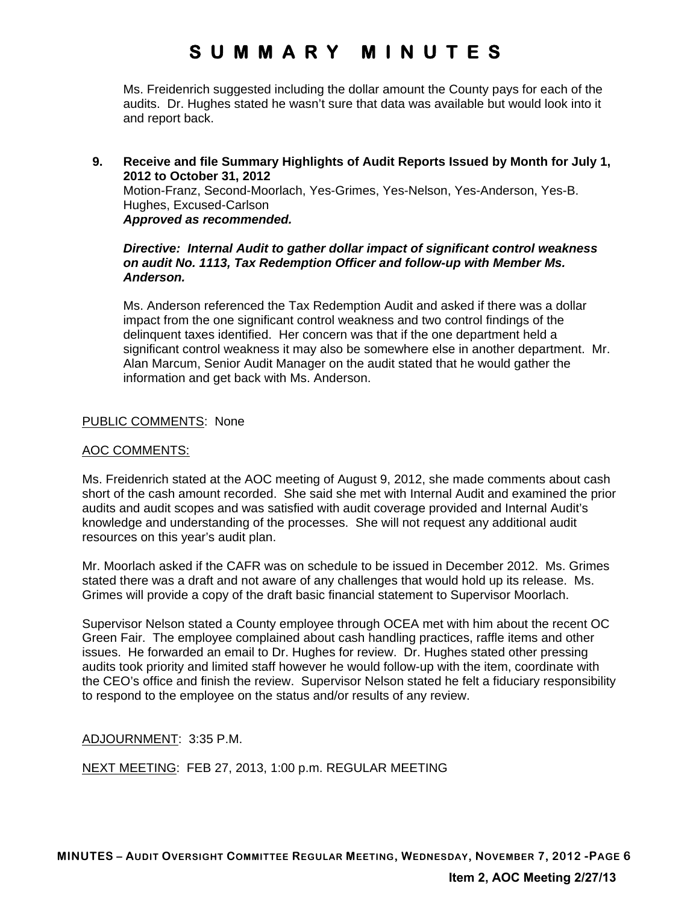Ms. Freidenrich suggested including the dollar amount the County pays for each of the audits. Dr. Hughes stated he wasn't sure that data was available but would look into it and report back.

**9. Receive and file Summary Highlights of Audit Reports Issued by Month for July 1, 2012 to October 31, 2012**

Motion-Franz, Second-Moorlach, Yes-Grimes, Yes-Nelson, Yes-Anderson, Yes-B. Hughes, Excused-Carlson

***Approved as recommended.***

***Directive: Internal Audit to gather dollar impact of significant control weakness on audit No. 1113, Tax Redemption Officer and follow-up with Member Ms. Anderson.***

Ms. Anderson referenced the Tax Redemption Audit and asked if there was a dollar impact from the one significant control weakness and two control findings of the delinquent taxes identified. Her concern was that if the one department held a significant control weakness it may also be somewhere else in another department. Mr. Alan Marcum, Senior Audit Manager on the audit stated that he would gather the information and get back with Ms. Anderson.

PUBLIC COMMENTS: None

AOC COMMENTS:

Ms. Freidenrich stated at the AOC meeting of August 9, 2012, she made comments about cash short of the cash amount recorded. She said she met with Internal Audit and examined the prior audits and audit scopes and was satisfied with audit coverage provided and Internal Audit's knowledge and understanding of the processes. She will not request any additional audit resources on this year's audit plan.

Mr. Moorlach asked if the CAFR was on schedule to be issued in December 2012. Ms. Grimes stated there was a draft and not aware of any challenges that would hold up its release. Ms. Grimes will provide a copy of the draft basic financial statement to Supervisor Moorlach.

Supervisor Nelson stated a County employee through OCEA met with him about the recent OC Green Fair. The employee complained about cash handling practices, raffle items and other issues. He forwarded an email to Dr. Hughes for review. Dr. Hughes stated other pressing audits took priority and limited staff however he would follow-up with the item, coordinate with the CEO's office and finish the review. Supervisor Nelson stated he felt a fiduciary responsibility to respond to the employee on the status and/or results of any review.

ADJOURNMENT: 3:35 P.M.

NEXT MEETING: FEB 27, 2013, 1:00 p.m. REGULAR MEETING